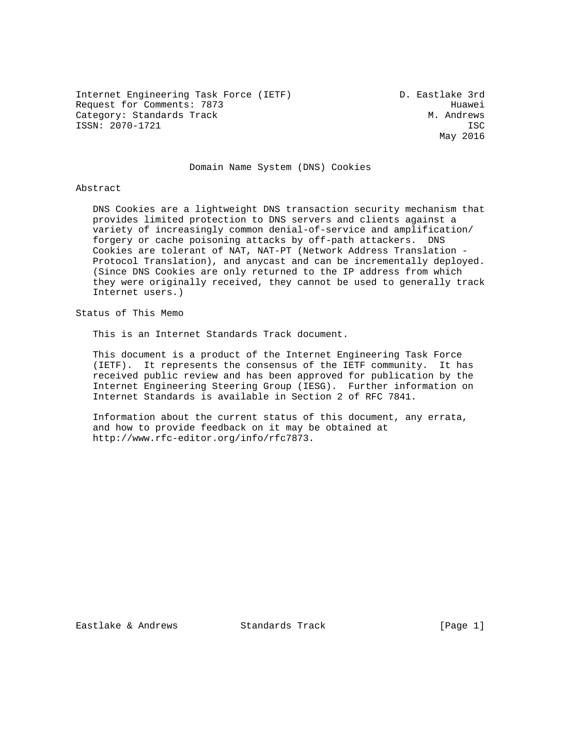Internet Engineering Task Force (IETF) D. Eastlake 3rd
Request for Comments: 7873 Huawei
Category: Standards Track M. Andrews
ISSN: 2070-1721 ISC
May 2016

# Domain Name System (DNS) Cookies

## Abstract

DNS Cookies are a lightweight DNS transaction security mechanism that provides limited protection to DNS servers and clients against a variety of increasingly common denial-of-service and amplification/forgery or cache poisoning attacks by off-path attackers. DNS Cookies are tolerant of NAT, NAT-PT (Network Address Translation - Protocol Translation), and anycast and can be incrementally deployed. (Since DNS Cookies are only returned to the IP address from which they were originally received, they cannot be used to generally track Internet users.)

## Status of This Memo

This is an Internet Standards Track document.

This document is a product of the Internet Engineering Task Force (IETF). It represents the consensus of the IETF community. It has received public review and has been approved for publication by the Internet Engineering Steering Group (IESG). Further information on Internet Standards is available in Section 2 of RFC 7841.

Information about the current status of this document, any errata, and how to provide feedback on it may be obtained at http://www.rfc-editor.org/info/rfc7873.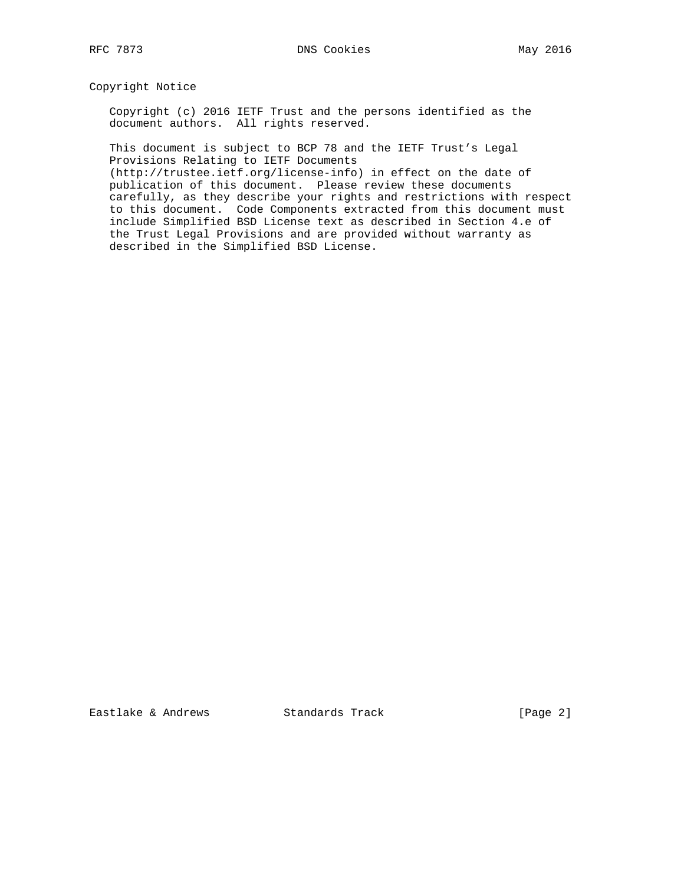## Copyright Notice

Copyright (c) 2016 IETF Trust and the persons identified as the document authors. All rights reserved.

This document is subject to BCP 78 and the IETF Trust's Legal Provisions Relating to IETF Documents (http://trustee.ietf.org/license-info) in effect on the date of publication of this document. Please review these documents carefully, as they describe your rights and restrictions with respect to this document. Code Components extracted from this document must include Simplified BSD License text as described in Section 4.e of the Trust Legal Provisions and are provided without warranty as described in the Simplified BSD License.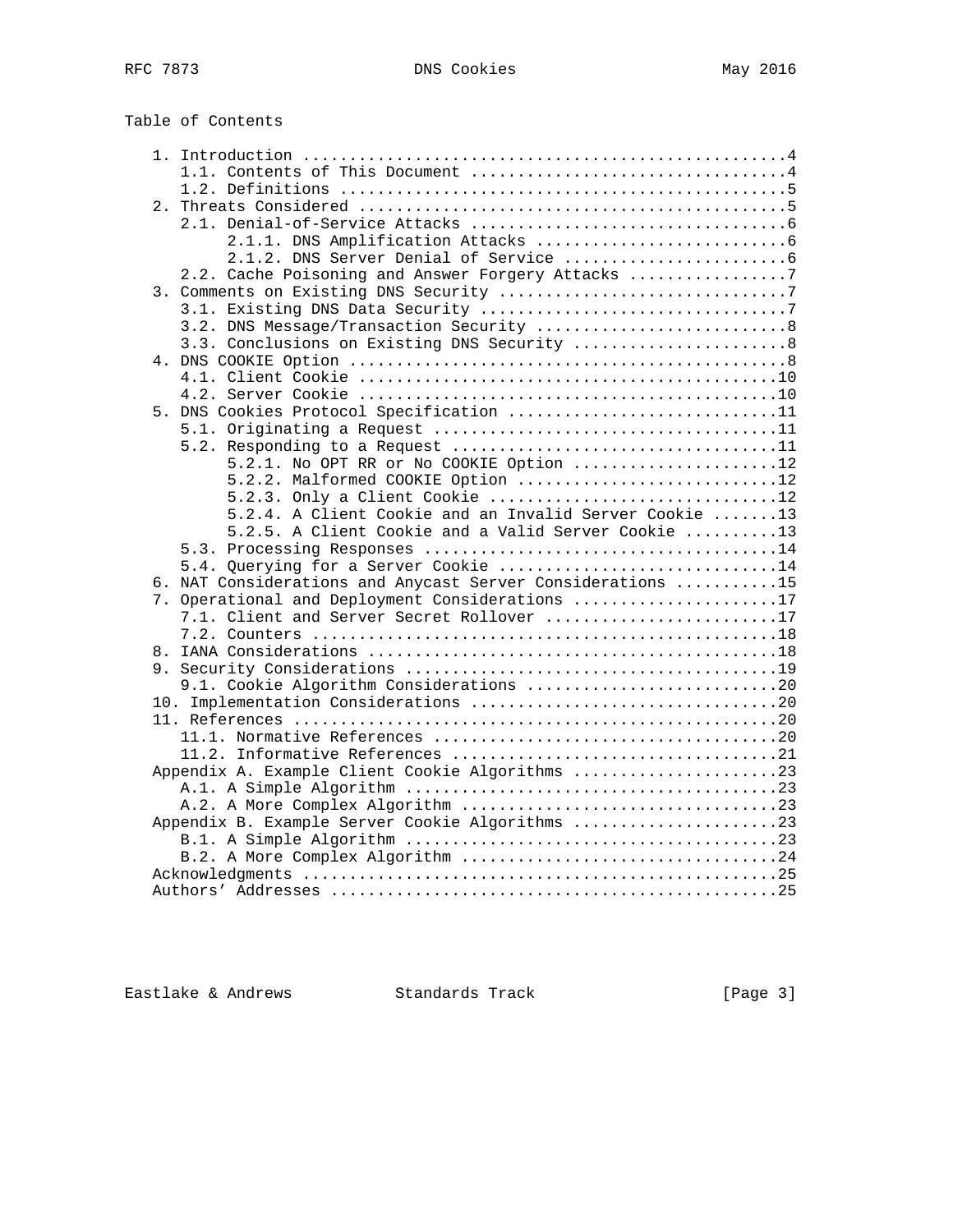## Table of Contents

```
   1. Introduction ....................................................4
      1.1. Contents of This Document ..................................4
      1.2. Definitions ................................................5
   2. Threats Considered ..............................................5
      2.1. Denial-of-Service Attacks ..................................6
           2.1.1. DNS Amplification Attacks ...........................6
           2.1.2. DNS Server Denial of Service ........................6
      2.2. Cache Poisoning and Answer Forgery Attacks .................7
   3. Comments on Existing DNS Security ...............................7
      3.1. Existing DNS Data Security .................................7
      3.2. DNS Message/Transaction Security ...........................8
      3.3. Conclusions on Existing DNS Security .......................8
   4. DNS COOKIE Option ...............................................8
      4.1. Client Cookie .............................................10
      4.2. Server Cookie .............................................10
   5. DNS Cookies Protocol Specification .............................11
      5.1. Originating a Request .....................................11
      5.2. Responding to a Request ...................................11
           5.2.1. No OPT RR or No COOKIE Option ......................12
           5.2.2. Malformed COOKIE Option ............................12
           5.2.3. Only a Client Cookie ...............................12
           5.2.4. A Client Cookie and an Invalid Server Cookie .......13
           5.2.5. A Client Cookie and a Valid Server Cookie ..........13
      5.3. Processing Responses ......................................14
      5.4. Querying for a Server Cookie ..............................14
   6. NAT Considerations and Anycast Server Considerations ...........15
   7. Operational and Deployment Considerations ......................17
      7.1. Client and Server Secret Rollover .........................17
      7.2. Counters ..................................................18
   8. IANA Considerations ............................................18
   9. Security Considerations ........................................19
      9.1. Cookie Algorithm Considerations ...........................20
   10. Implementation Considerations .................................20
   11. References ....................................................20
      11.1. Normative References .....................................20
      11.2. Informative References ...................................21
   Appendix A. Example Client Cookie Algorithms ......................23
      A.1. A Simple Algorithm ........................................23
      A.2. A More Complex Algorithm ..................................23
   Appendix B. Example Server Cookie Algorithms ......................23
      B.1. A Simple Algorithm ........................................23
      B.2. A More Complex Algorithm ..................................24
   Acknowledgments ...................................................25
   Authors' Addresses ................................................25
```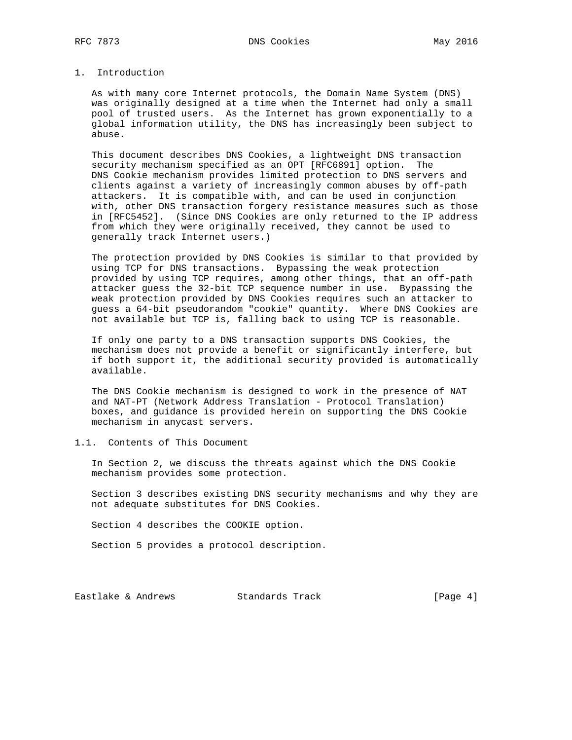# 1. Introduction

As with many core Internet protocols, the Domain Name System (DNS) was originally designed at a time when the Internet had only a small pool of trusted users. As the Internet has grown exponentially to a global information utility, the DNS has increasingly been subject to abuse.

This document describes DNS Cookies, a lightweight DNS transaction security mechanism specified as an OPT [RFC6891] option. The DNS Cookie mechanism provides limited protection to DNS servers and clients against a variety of increasingly common abuses by off-path attackers. It is compatible with, and can be used in conjunction with, other DNS transaction forgery resistance measures such as those in [RFC5452]. (Since DNS Cookies are only returned to the IP address from which they were originally received, they cannot be used to generally track Internet users.)

The protection provided by DNS Cookies is similar to that provided by using TCP for DNS transactions. Bypassing the weak protection provided by using TCP requires, among other things, that an off-path attacker guess the 32-bit TCP sequence number in use. Bypassing the weak protection provided by DNS Cookies requires such an attacker to guess a 64-bit pseudorandom "cookie" quantity. Where DNS Cookies are not available but TCP is, falling back to using TCP is reasonable.

If only one party to a DNS transaction supports DNS Cookies, the mechanism does not provide a benefit or significantly interfere, but if both support it, the additional security provided is automatically available.

The DNS Cookie mechanism is designed to work in the presence of NAT and NAT-PT (Network Address Translation - Protocol Translation) boxes, and guidance is provided herein on supporting the DNS Cookie mechanism in anycast servers.

## 1.1. Contents of This Document

In Section 2, we discuss the threats against which the DNS Cookie mechanism provides some protection.

Section 3 describes existing DNS security mechanisms and why they are not adequate substitutes for DNS Cookies.

Section 4 describes the COOKIE option.

Section 5 provides a protocol description.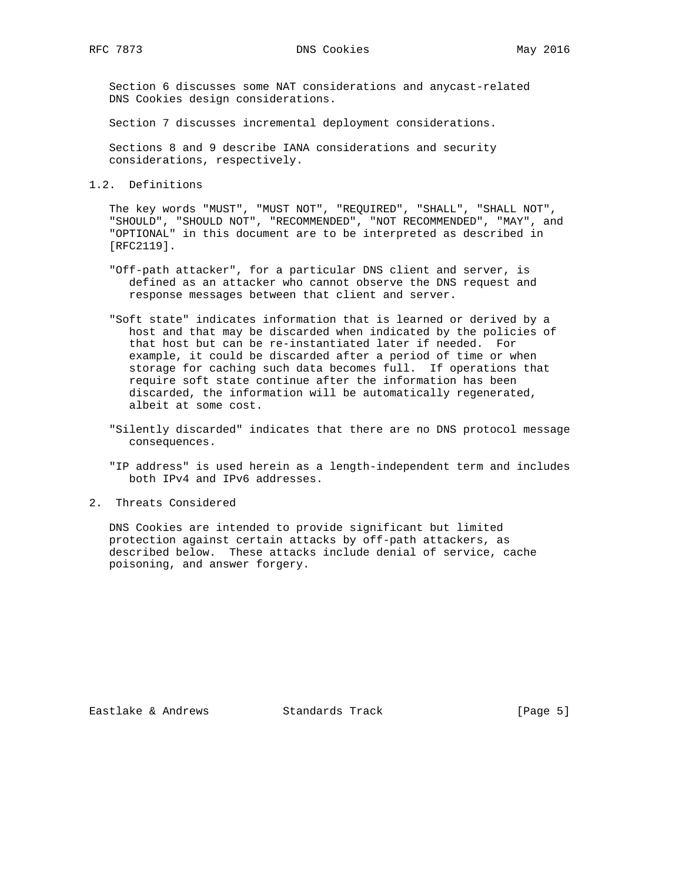Section 6 discusses some NAT considerations and anycast-related DNS Cookies design considerations.

Section 7 discusses incremental deployment considerations.

Sections 8 and 9 describe IANA considerations and security considerations, respectively.

### 1.2. Definitions

The key words "MUST", "MUST NOT", "REQUIRED", "SHALL", "SHALL NOT", "SHOULD", "SHOULD NOT", "RECOMMENDED", "NOT RECOMMENDED", "MAY", and "OPTIONAL" in this document are to be interpreted as described in [RFC2119].

"Off-path attacker", for a particular DNS client and server, is defined as an attacker who cannot observe the DNS request and response messages between that client and server.

"Soft state" indicates information that is learned or derived by a host and that may be discarded when indicated by the policies of that host but can be re-instantiated later if needed. For example, it could be discarded after a period of time or when storage for caching such data becomes full. If operations that require soft state continue after the information has been discarded, the information will be automatically regenerated, albeit at some cost.

"Silently discarded" indicates that there are no DNS protocol message consequences.

"IP address" is used herein as a length-independent term and includes both IPv4 and IPv6 addresses.

## 2. Threats Considered

DNS Cookies are intended to provide significant but limited protection against certain attacks by off-path attackers, as described below. These attacks include denial of service, cache poisoning, and answer forgery.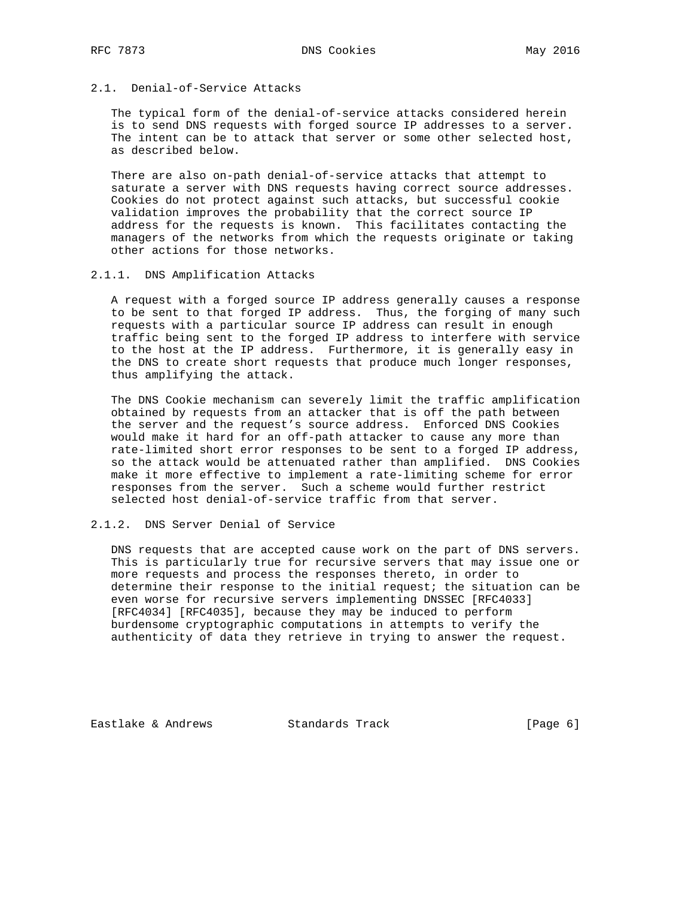## 2.1. Denial-of-Service Attacks

The typical form of the denial-of-service attacks considered herein is to send DNS requests with forged source IP addresses to a server. The intent can be to attack that server or some other selected host, as described below.

There are also on-path denial-of-service attacks that attempt to saturate a server with DNS requests having correct source addresses. Cookies do not protect against such attacks, but successful cookie validation improves the probability that the correct source IP address for the requests is known. This facilitates contacting the managers of the networks from which the requests originate or taking other actions for those networks.

### 2.1.1. DNS Amplification Attacks

A request with a forged source IP address generally causes a response to be sent to that forged IP address. Thus, the forging of many such requests with a particular source IP address can result in enough traffic being sent to the forged IP address to interfere with service to the host at the IP address. Furthermore, it is generally easy in the DNS to create short requests that produce much longer responses, thus amplifying the attack.

The DNS Cookie mechanism can severely limit the traffic amplification obtained by requests from an attacker that is off the path between the server and the request's source address. Enforced DNS Cookies would make it hard for an off-path attacker to cause any more than rate-limited short error responses to be sent to a forged IP address, so the attack would be attenuated rather than amplified. DNS Cookies make it more effective to implement a rate-limiting scheme for error responses from the server. Such a scheme would further restrict selected host denial-of-service traffic from that server.

### 2.1.2. DNS Server Denial of Service

DNS requests that are accepted cause work on the part of DNS servers. This is particularly true for recursive servers that may issue one or more requests and process the responses thereto, in order to determine their response to the initial request; the situation can be even worse for recursive servers implementing DNSSEC [RFC4033] [RFC4034] [RFC4035], because they may be induced to perform burdensome cryptographic computations in attempts to verify the authenticity of data they retrieve in trying to answer the request.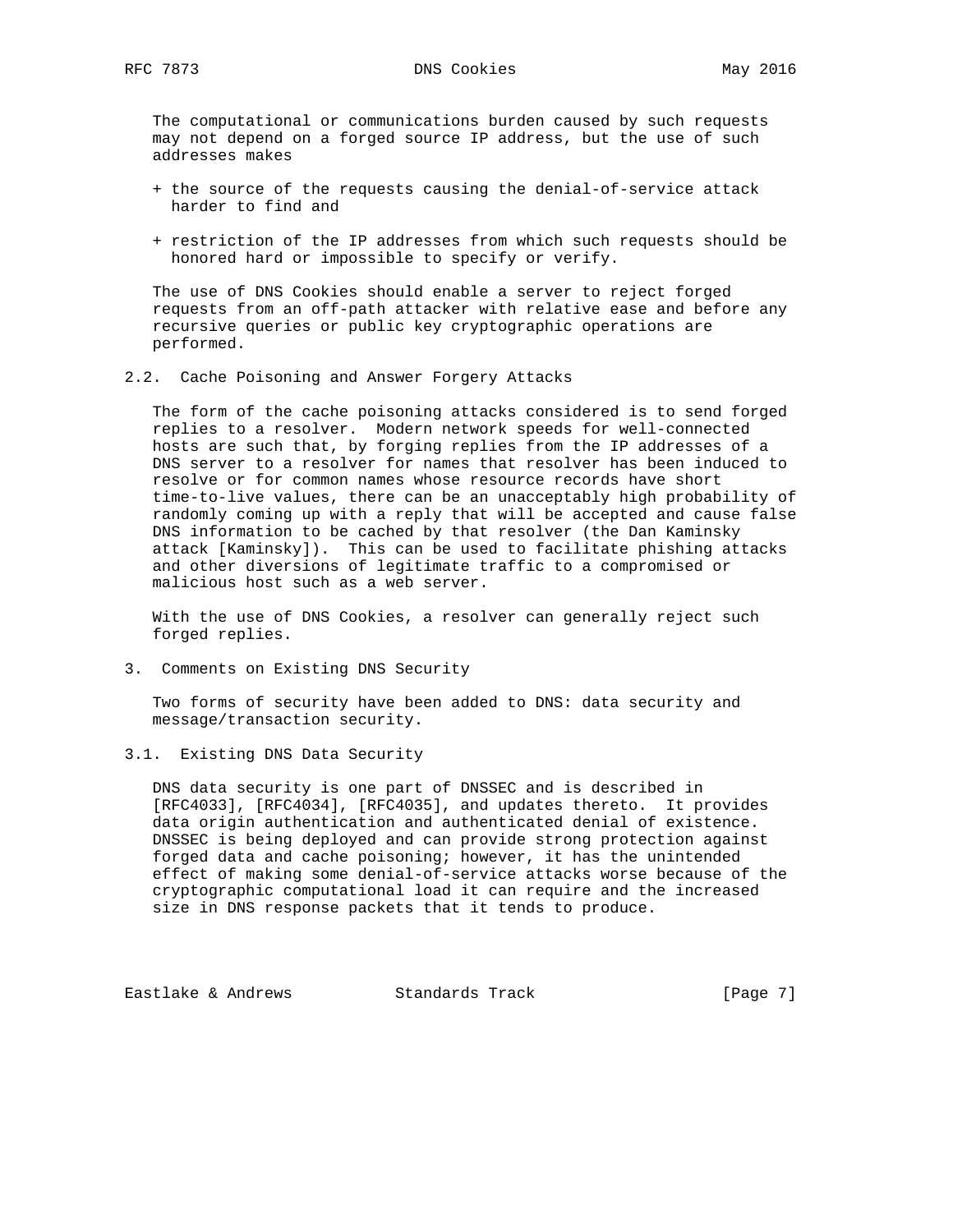The computational or communications burden caused by such requests may not depend on a forged source IP address, but the use of such addresses makes

+ the source of the requests causing the denial-of-service attack harder to find and

+ restriction of the IP addresses from which such requests should be honored hard or impossible to specify or verify.

The use of DNS Cookies should enable a server to reject forged requests from an off-path attacker with relative ease and before any recursive queries or public key cryptographic operations are performed.

### 2.2. Cache Poisoning and Answer Forgery Attacks

The form of the cache poisoning attacks considered is to send forged replies to a resolver. Modern network speeds for well-connected hosts are such that, by forging replies from the IP addresses of a DNS server to a resolver for names that resolver has been induced to resolve or for common names whose resource records have short time-to-live values, there can be an unacceptably high probability of randomly coming up with a reply that will be accepted and cause false DNS information to be cached by that resolver (the Dan Kaminsky attack [Kaminsky]). This can be used to facilitate phishing attacks and other diversions of legitimate traffic to a compromised or malicious host such as a web server.

With the use of DNS Cookies, a resolver can generally reject such forged replies.

## 3. Comments on Existing DNS Security

Two forms of security have been added to DNS: data security and message/transaction security.

### 3.1. Existing DNS Data Security

DNS data security is one part of DNSSEC and is described in [RFC4033], [RFC4034], [RFC4035], and updates thereto. It provides data origin authentication and authenticated denial of existence. DNSSEC is being deployed and can provide strong protection against forged data and cache poisoning; however, it has the unintended effect of making some denial-of-service attacks worse because of the cryptographic computational load it can require and the increased size in DNS response packets that it tends to produce.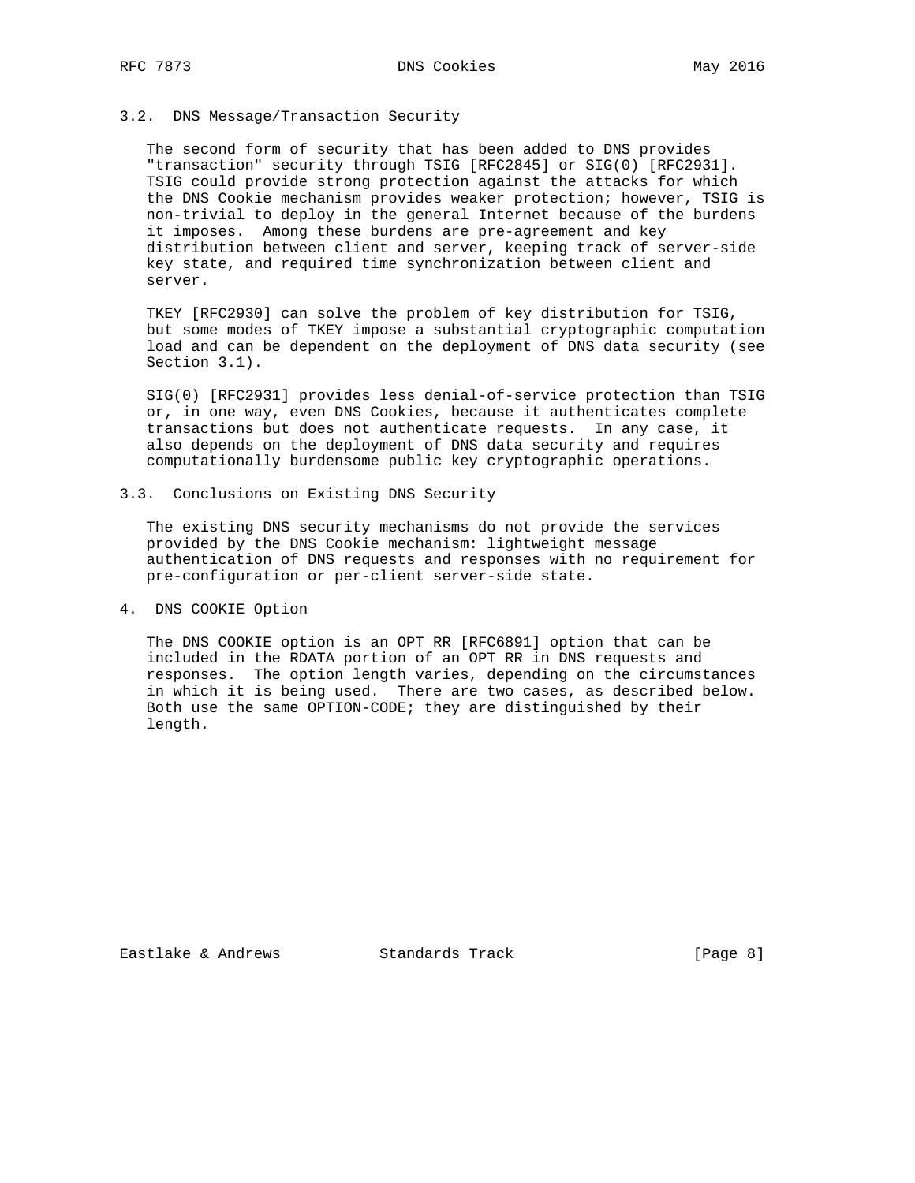### 3.2. DNS Message/Transaction Security

The second form of security that has been added to DNS provides "transaction" security through TSIG [RFC2845] or SIG(0) [RFC2931]. TSIG could provide strong protection against the attacks for which the DNS Cookie mechanism provides weaker protection; however, TSIG is non-trivial to deploy in the general Internet because of the burdens it imposes. Among these burdens are pre-agreement and key distribution between client and server, keeping track of server-side key state, and required time synchronization between client and server.

TKEY [RFC2930] can solve the problem of key distribution for TSIG, but some modes of TKEY impose a substantial cryptographic computation load and can be dependent on the deployment of DNS data security (see Section 3.1).

SIG(0) [RFC2931] provides less denial-of-service protection than TSIG or, in one way, even DNS Cookies, because it authenticates complete transactions but does not authenticate requests. In any case, it also depends on the deployment of DNS data security and requires computationally burdensome public key cryptographic operations.

### 3.3. Conclusions on Existing DNS Security

The existing DNS security mechanisms do not provide the services provided by the DNS Cookie mechanism: lightweight message authentication of DNS requests and responses with no requirement for pre-configuration or per-client server-side state.

## 4. DNS COOKIE Option

The DNS COOKIE option is an OPT RR [RFC6891] option that can be included in the RDATA portion of an OPT RR in DNS requests and responses. The option length varies, depending on the circumstances in which it is being used. There are two cases, as described below. Both use the same OPTION-CODE; they are distinguished by their length.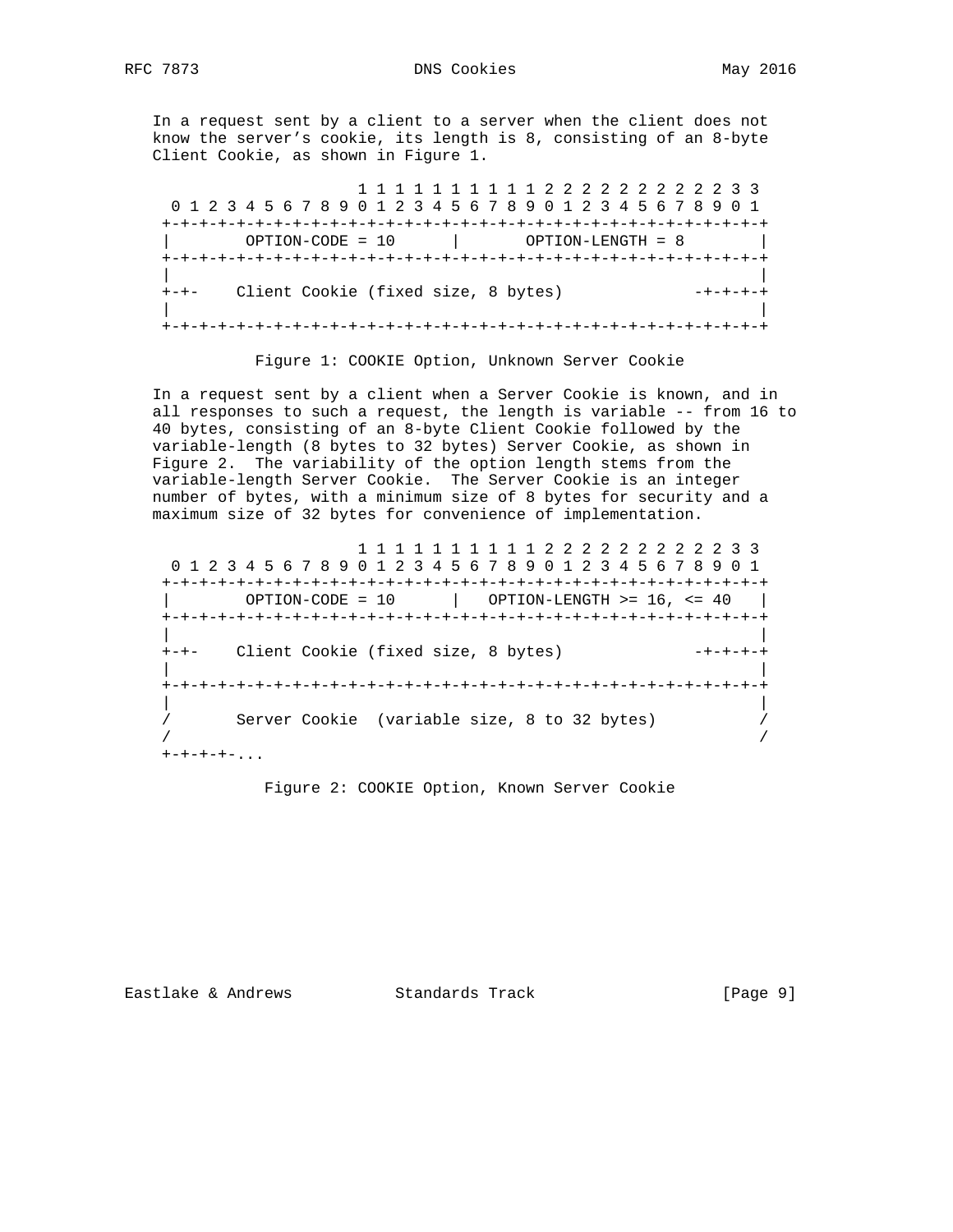In a request sent by a client to a server when the client does not know the server's cookie, its length is 8, consisting of an 8-byte Client Cookie, as shown in Figure 1.

```
                     1 1 1 1 1 1 1 1 1 1 2 2 2 2 2 2 2 2 2 2 3 3
 0 1 2 3 4 5 6 7 8 9 0 1 2 3 4 5 6 7 8 9 0 1 2 3 4 5 6 7 8 9 0 1
+-+-+-+-+-+-+-+-+-+-+-+-+-+-+-+-+-+-+-+-+-+-+-+-+-+-+-+-+-+-+-+-+
|        OPTION-CODE = 10      |       OPTION-LENGTH = 8        |
+-+-+-+-+-+-+-+-+-+-+-+-+-+-+-+-+-+-+-+-+-+-+-+-+-+-+-+-+-+-+-+-+
|                                                               |
+-+-    Client Cookie (fixed size, 8 bytes)              -+-+-+-+
|                                                               |
+-+-+-+-+-+-+-+-+-+-+-+-+-+-+-+-+-+-+-+-+-+-+-+-+-+-+-+-+-+-+-+-+
```

Figure 1: COOKIE Option, Unknown Server Cookie

In a request sent by a client when a Server Cookie is known, and in all responses to such a request, the length is variable -- from 16 to 40 bytes, consisting of an 8-byte Client Cookie followed by the variable-length (8 bytes to 32 bytes) Server Cookie, as shown in Figure 2. The variability of the option length stems from the variable-length Server Cookie. The Server Cookie is an integer number of bytes, with a minimum size of 8 bytes for security and a maximum size of 32 bytes for convenience of implementation.

```
                     1 1 1 1 1 1 1 1 1 1 2 2 2 2 2 2 2 2 2 2 3 3
 0 1 2 3 4 5 6 7 8 9 0 1 2 3 4 5 6 7 8 9 0 1 2 3 4 5 6 7 8 9 0 1
+-+-+-+-+-+-+-+-+-+-+-+-+-+-+-+-+-+-+-+-+-+-+-+-+-+-+-+-+-+-+-+-+
|        OPTION-CODE = 10      |   OPTION-LENGTH >= 16, <= 40   |
+-+-+-+-+-+-+-+-+-+-+-+-+-+-+-+-+-+-+-+-+-+-+-+-+-+-+-+-+-+-+-+-+
|                                                               |
+-+-    Client Cookie (fixed size, 8 bytes)              -+-+-+-+
|                                                               |
+-+-+-+-+-+-+-+-+-+-+-+-+-+-+-+-+-+-+-+-+-+-+-+-+-+-+-+-+-+-+-+-+
|                                                               |
/       Server Cookie  (variable size, 8 to 32 bytes)           /
/                                                               /
+-+-+-+-...
```

Figure 2: COOKIE Option, Known Server Cookie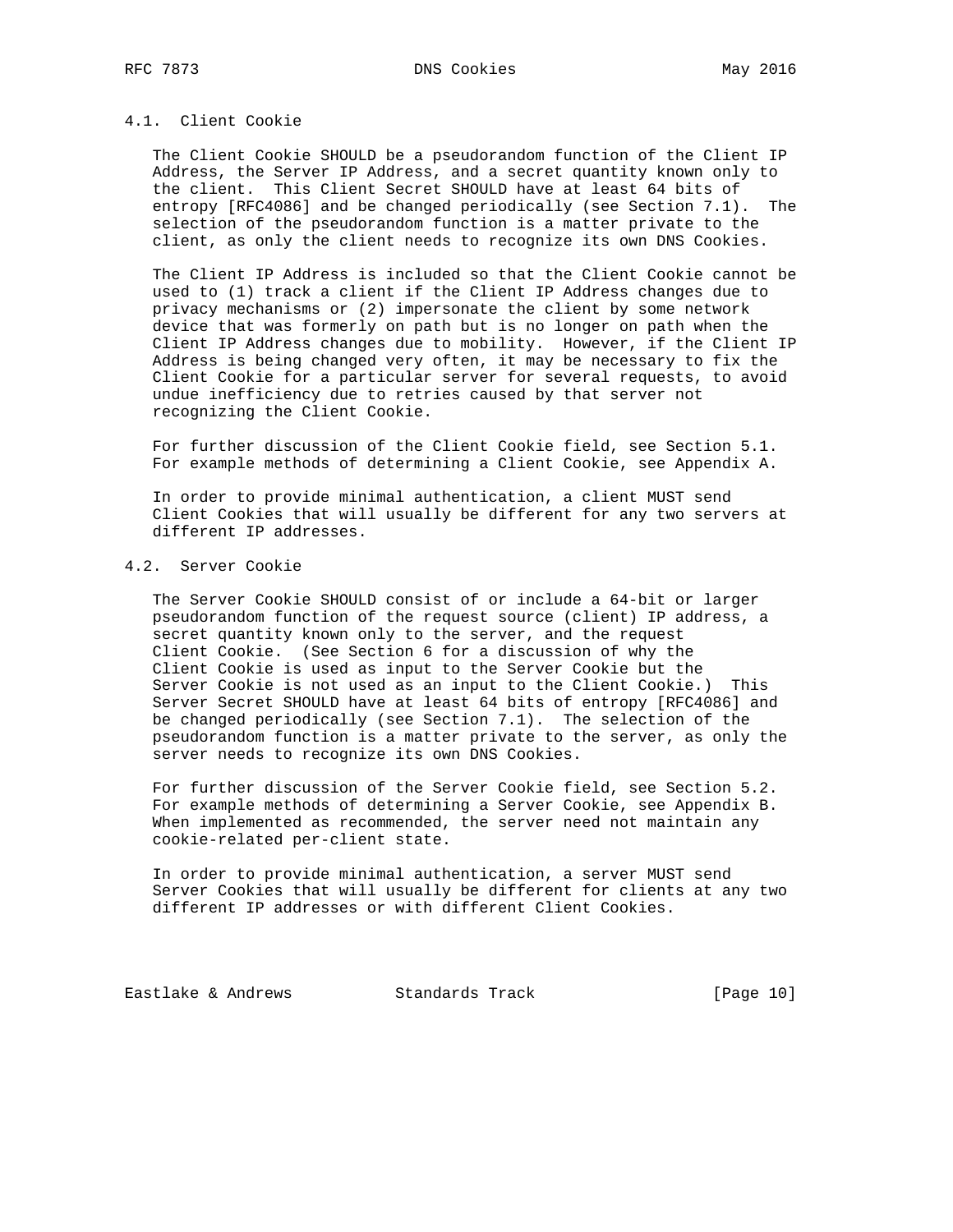### 4.1. Client Cookie

The Client Cookie SHOULD be a pseudorandom function of the Client IP Address, the Server IP Address, and a secret quantity known only to the client. This Client Secret SHOULD have at least 64 bits of entropy [RFC4086] and be changed periodically (see Section 7.1). The selection of the pseudorandom function is a matter private to the client, as only the client needs to recognize its own DNS Cookies.

The Client IP Address is included so that the Client Cookie cannot be used to (1) track a client if the Client IP Address changes due to privacy mechanisms or (2) impersonate the client by some network device that was formerly on path but is no longer on path when the Client IP Address changes due to mobility. However, if the Client IP Address is being changed very often, it may be necessary to fix the Client Cookie for a particular server for several requests, to avoid undue inefficiency due to retries caused by that server not recognizing the Client Cookie.

For further discussion of the Client Cookie field, see Section 5.1. For example methods of determining a Client Cookie, see Appendix A.

In order to provide minimal authentication, a client MUST send Client Cookies that will usually be different for any two servers at different IP addresses.

### 4.2. Server Cookie

The Server Cookie SHOULD consist of or include a 64-bit or larger pseudorandom function of the request source (client) IP address, a secret quantity known only to the server, and the request Client Cookie. (See Section 6 for a discussion of why the Client Cookie is used as input to the Server Cookie but the Server Cookie is not used as an input to the Client Cookie.) This Server Secret SHOULD have at least 64 bits of entropy [RFC4086] and be changed periodically (see Section 7.1). The selection of the pseudorandom function is a matter private to the server, as only the server needs to recognize its own DNS Cookies.

For further discussion of the Server Cookie field, see Section 5.2. For example methods of determining a Server Cookie, see Appendix B. When implemented as recommended, the server need not maintain any cookie-related per-client state.

In order to provide minimal authentication, a server MUST send Server Cookies that will usually be different for clients at any two different IP addresses or with different Client Cookies.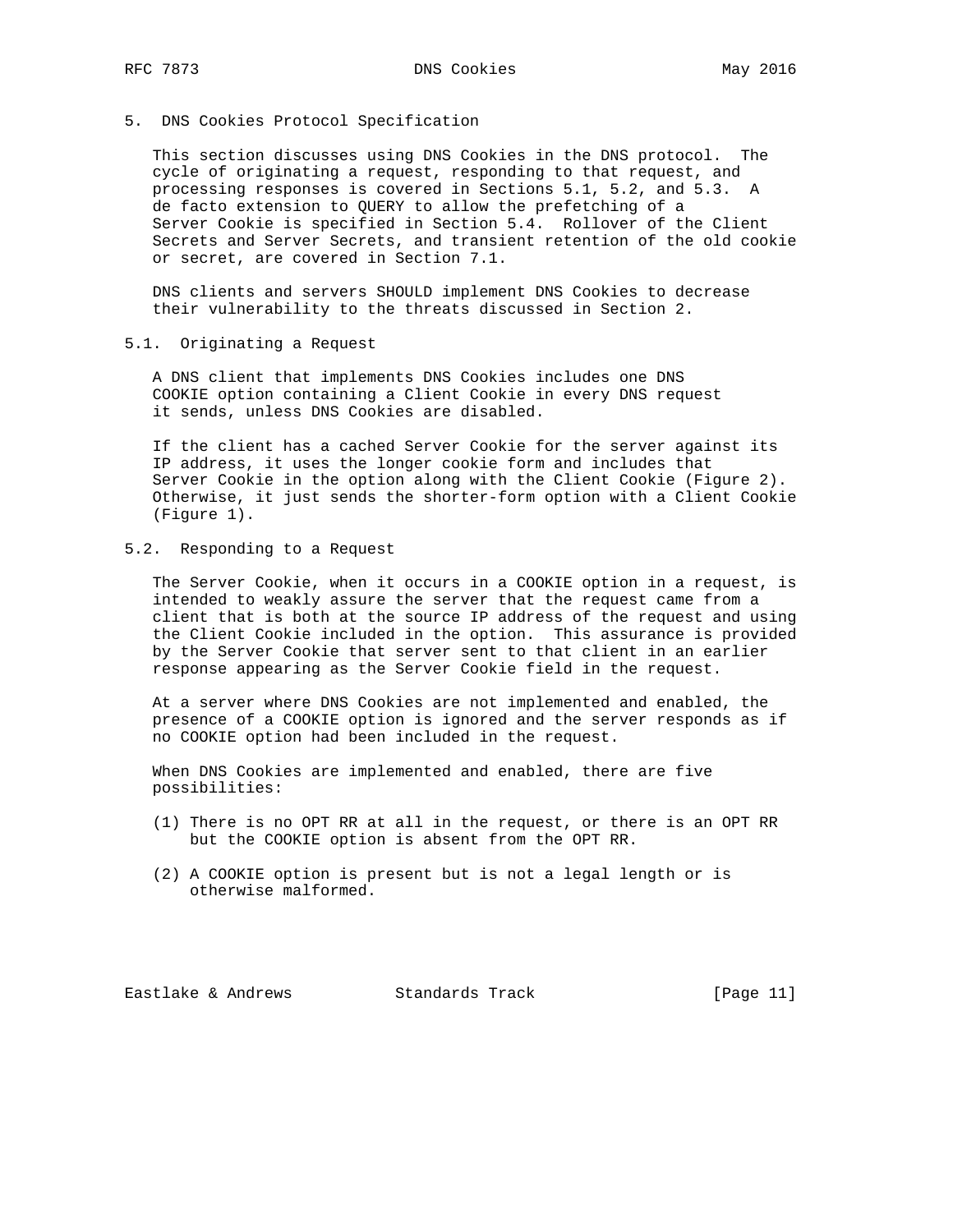## 5. DNS Cookies Protocol Specification

This section discusses using DNS Cookies in the DNS protocol. The cycle of originating a request, responding to that request, and processing responses is covered in Sections 5.1, 5.2, and 5.3. A de facto extension to QUERY to allow the prefetching of a Server Cookie is specified in Section 5.4. Rollover of the Client Secrets and Server Secrets, and transient retention of the old cookie or secret, are covered in Section 7.1.

DNS clients and servers SHOULD implement DNS Cookies to decrease their vulnerability to the threats discussed in Section 2.

### 5.1. Originating a Request

A DNS client that implements DNS Cookies includes one DNS COOKIE option containing a Client Cookie in every DNS request it sends, unless DNS Cookies are disabled.

If the client has a cached Server Cookie for the server against its IP address, it uses the longer cookie form and includes that Server Cookie in the option along with the Client Cookie (Figure 2). Otherwise, it just sends the shorter-form option with a Client Cookie (Figure 1).

### 5.2. Responding to a Request

The Server Cookie, when it occurs in a COOKIE option in a request, is intended to weakly assure the server that the request came from a client that is both at the source IP address of the request and using the Client Cookie included in the option. This assurance is provided by the Server Cookie that server sent to that client in an earlier response appearing as the Server Cookie field in the request.

At a server where DNS Cookies are not implemented and enabled, the presence of a COOKIE option is ignored and the server responds as if no COOKIE option had been included in the request.

When DNS Cookies are implemented and enabled, there are five possibilities:

(1) There is no OPT RR at all in the request, or there is an OPT RR but the COOKIE option is absent from the OPT RR.

(2) A COOKIE option is present but is not a legal length or is otherwise malformed.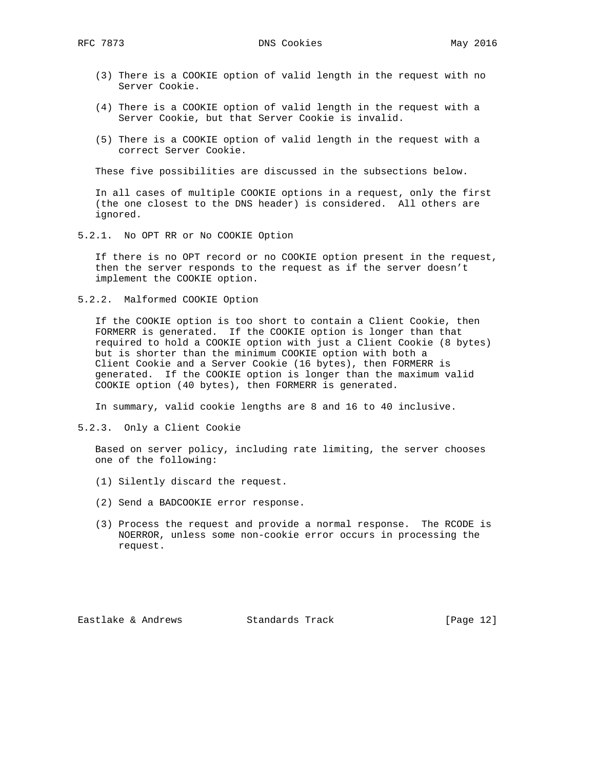(3) There is a COOKIE option of valid length in the request with no Server Cookie.

(4) There is a COOKIE option of valid length in the request with a Server Cookie, but that Server Cookie is invalid.

(5) There is a COOKIE option of valid length in the request with a correct Server Cookie.

These five possibilities are discussed in the subsections below.

In all cases of multiple COOKIE options in a request, only the first (the one closest to the DNS header) is considered. All others are ignored.

### 5.2.1. No OPT RR or No COOKIE Option

If there is no OPT record or no COOKIE option present in the request, then the server responds to the request as if the server doesn't implement the COOKIE option.

### 5.2.2. Malformed COOKIE Option

If the COOKIE option is too short to contain a Client Cookie, then FORMERR is generated. If the COOKIE option is longer than that required to hold a COOKIE option with just a Client Cookie (8 bytes) but is shorter than the minimum COOKIE option with both a Client Cookie and a Server Cookie (16 bytes), then FORMERR is generated. If the COOKIE option is longer than the maximum valid COOKIE option (40 bytes), then FORMERR is generated.

In summary, valid cookie lengths are 8 and 16 to 40 inclusive.

### 5.2.3. Only a Client Cookie

Based on server policy, including rate limiting, the server chooses one of the following:

(1) Silently discard the request.

(2) Send a BADCOOKIE error response.

(3) Process the request and provide a normal response. The RCODE is NOERROR, unless some non-cookie error occurs in processing the request.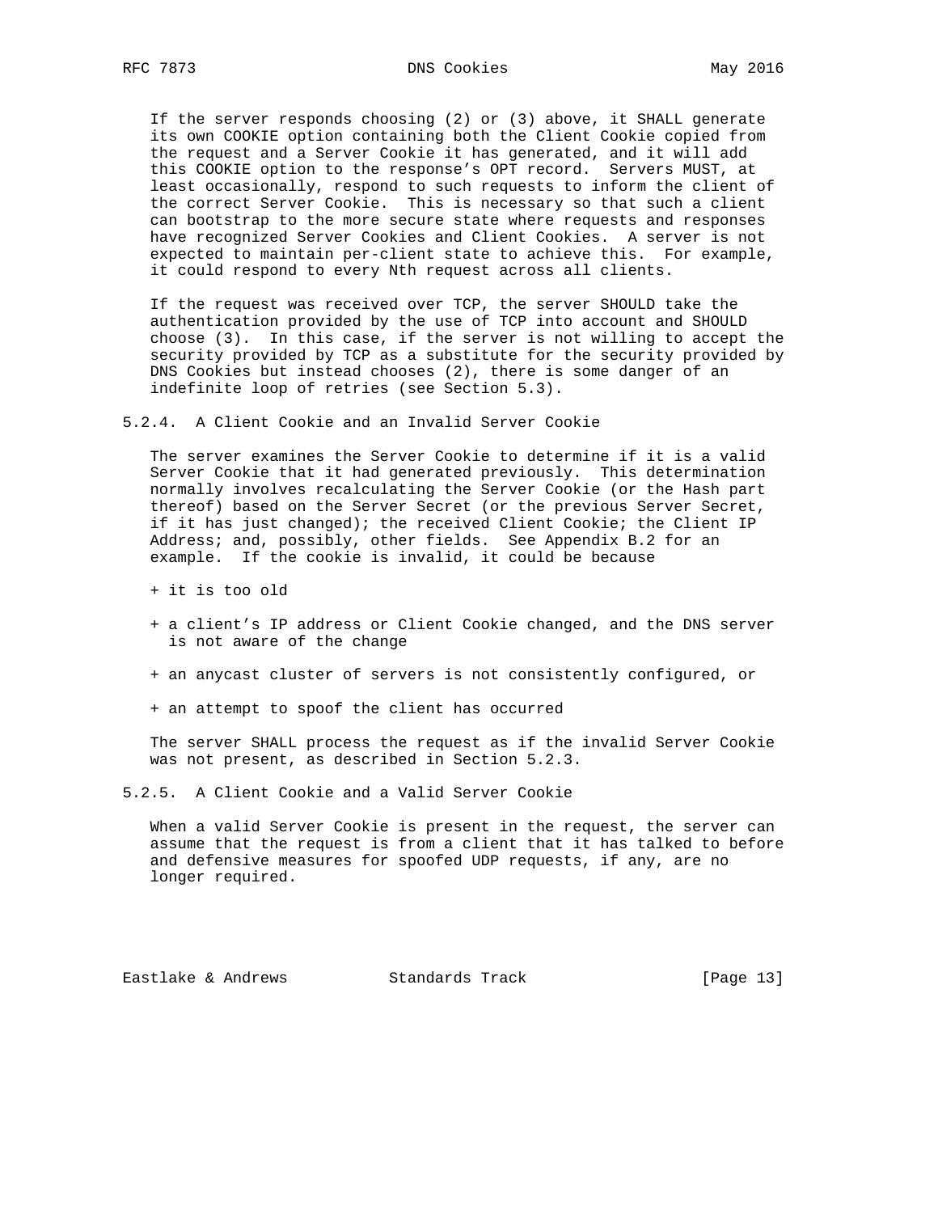If the server responds choosing (2) or (3) above, it SHALL generate its own COOKIE option containing both the Client Cookie copied from the request and a Server Cookie it has generated, and it will add this COOKIE option to the response's OPT record. Servers MUST, at least occasionally, respond to such requests to inform the client of the correct Server Cookie. This is necessary so that such a client can bootstrap to the more secure state where requests and responses have recognized Server Cookies and Client Cookies. A server is not expected to maintain per-client state to achieve this. For example, it could respond to every Nth request across all clients.

If the request was received over TCP, the server SHOULD take the authentication provided by the use of TCP into account and SHOULD choose (3). In this case, if the server is not willing to accept the security provided by TCP as a substitute for the security provided by DNS Cookies but instead chooses (2), there is some danger of an indefinite loop of retries (see Section 5.3).

### 5.2.4. A Client Cookie and an Invalid Server Cookie

The server examines the Server Cookie to determine if it is a valid Server Cookie that it had generated previously. This determination normally involves recalculating the Server Cookie (or the Hash part thereof) based on the Server Secret (or the previous Server Secret, if it has just changed); the received Client Cookie; the Client IP Address; and, possibly, other fields. See Appendix B.2 for an example. If the cookie is invalid, it could be because

+ it is too old

+ a client's IP address or Client Cookie changed, and the DNS server is not aware of the change

+ an anycast cluster of servers is not consistently configured, or

+ an attempt to spoof the client has occurred

The server SHALL process the request as if the invalid Server Cookie was not present, as described in Section 5.2.3.

### 5.2.5. A Client Cookie and a Valid Server Cookie

When a valid Server Cookie is present in the request, the server can assume that the request is from a client that it has talked to before and defensive measures for spoofed UDP requests, if any, are no longer required.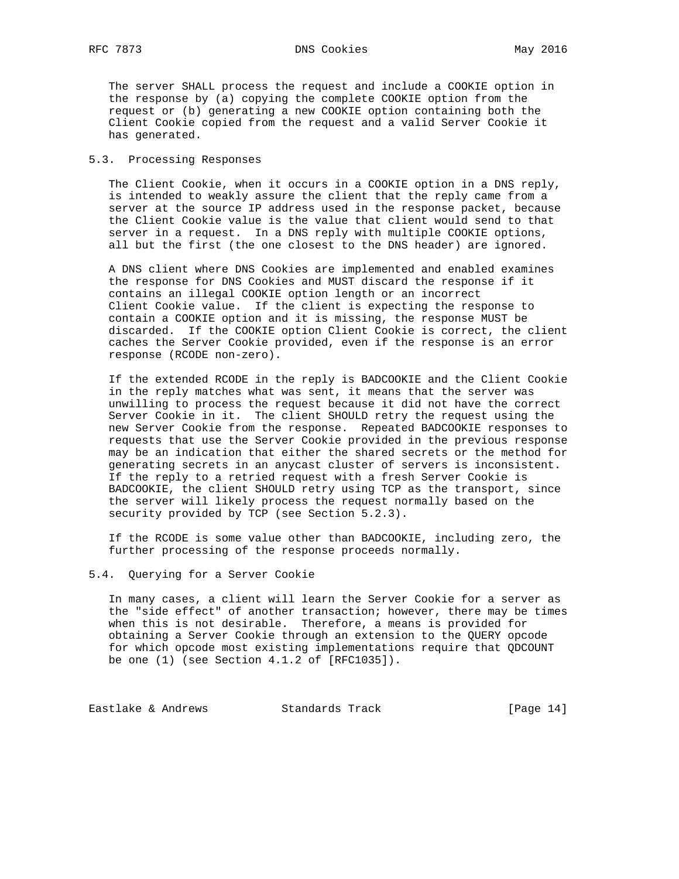The server SHALL process the request and include a COOKIE option in the response by (a) copying the complete COOKIE option from the request or (b) generating a new COOKIE option containing both the Client Cookie copied from the request and a valid Server Cookie it has generated.

## 5.3. Processing Responses

The Client Cookie, when it occurs in a COOKIE option in a DNS reply, is intended to weakly assure the client that the reply came from a server at the source IP address used in the response packet, because the Client Cookie value is the value that client would send to that server in a request. In a DNS reply with multiple COOKIE options, all but the first (the one closest to the DNS header) are ignored.

A DNS client where DNS Cookies are implemented and enabled examines the response for DNS Cookies and MUST discard the response if it contains an illegal COOKIE option length or an incorrect Client Cookie value. If the client is expecting the response to contain a COOKIE option and it is missing, the response MUST be discarded. If the COOKIE option Client Cookie is correct, the client caches the Server Cookie provided, even if the response is an error response (RCODE non-zero).

If the extended RCODE in the reply is BADCOOKIE and the Client Cookie in the reply matches what was sent, it means that the server was unwilling to process the request because it did not have the correct Server Cookie in it. The client SHOULD retry the request using the new Server Cookie from the response. Repeated BADCOOKIE responses to requests that use the Server Cookie provided in the previous response may be an indication that either the shared secrets or the method for generating secrets in an anycast cluster of servers is inconsistent. If the reply to a retried request with a fresh Server Cookie is BADCOOKIE, the client SHOULD retry using TCP as the transport, since the server will likely process the request normally based on the security provided by TCP (see Section 5.2.3).

If the RCODE is some value other than BADCOOKIE, including zero, the further processing of the response proceeds normally.

## 5.4. Querying for a Server Cookie

In many cases, a client will learn the Server Cookie for a server as the "side effect" of another transaction; however, there may be times when this is not desirable. Therefore, a means is provided for obtaining a Server Cookie through an extension to the QUERY opcode for which opcode most existing implementations require that QDCOUNT be one (1) (see Section 4.1.2 of [RFC1035]).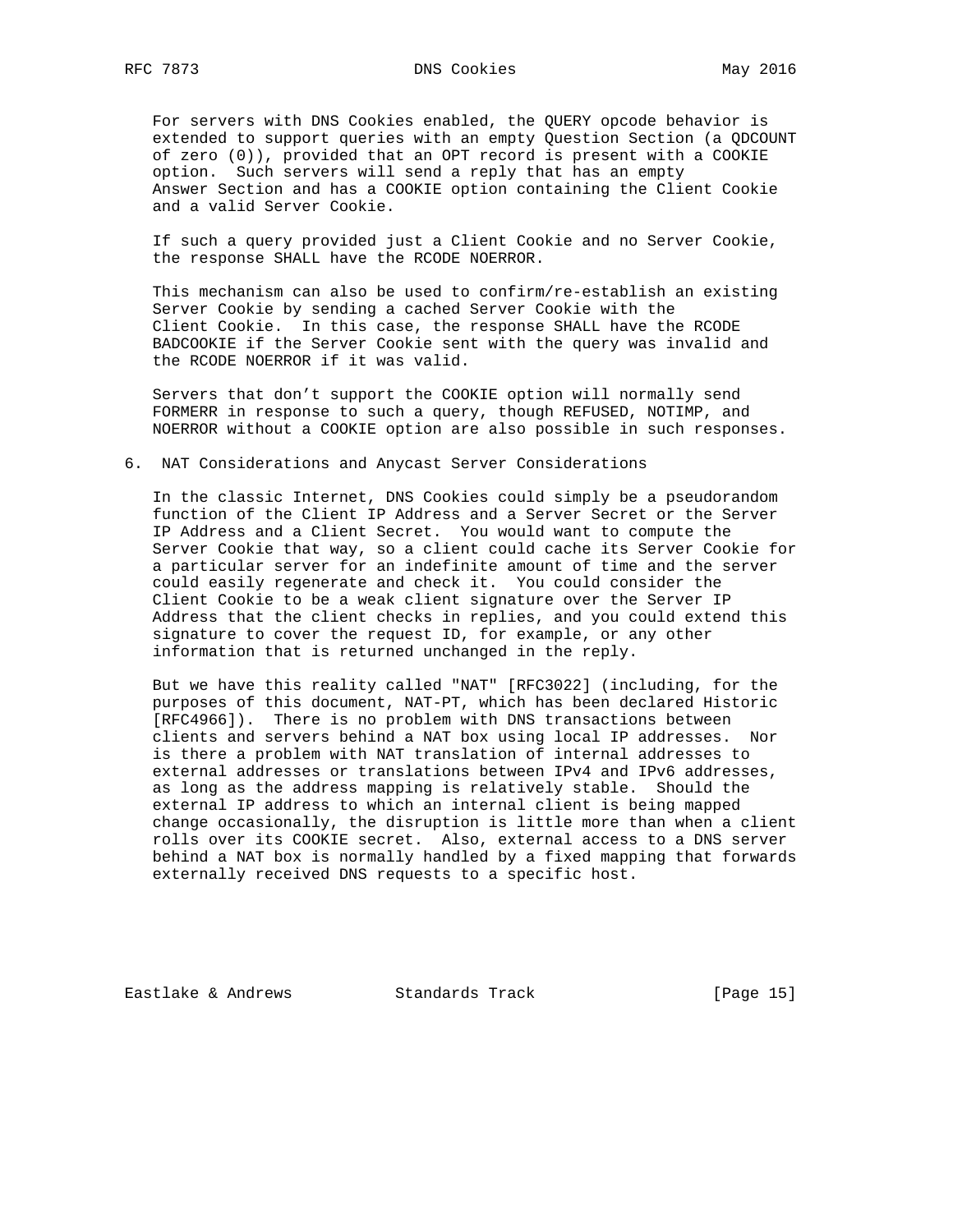For servers with DNS Cookies enabled, the QUERY opcode behavior is extended to support queries with an empty Question Section (a QDCOUNT of zero (0)), provided that an OPT record is present with a COOKIE option. Such servers will send a reply that has an empty Answer Section and has a COOKIE option containing the Client Cookie and a valid Server Cookie.

If such a query provided just a Client Cookie and no Server Cookie, the response SHALL have the RCODE NOERROR.

This mechanism can also be used to confirm/re-establish an existing Server Cookie by sending a cached Server Cookie with the Client Cookie. In this case, the response SHALL have the RCODE BADCOOKIE if the Server Cookie sent with the query was invalid and the RCODE NOERROR if it was valid.

Servers that don't support the COOKIE option will normally send FORMERR in response to such a query, though REFUSED, NOTIMP, and NOERROR without a COOKIE option are also possible in such responses.

## 6. NAT Considerations and Anycast Server Considerations

In the classic Internet, DNS Cookies could simply be a pseudorandom function of the Client IP Address and a Server Secret or the Server IP Address and a Client Secret. You would want to compute the Server Cookie that way, so a client could cache its Server Cookie for a particular server for an indefinite amount of time and the server could easily regenerate and check it. You could consider the Client Cookie to be a weak client signature over the Server IP Address that the client checks in replies, and you could extend this signature to cover the request ID, for example, or any other information that is returned unchanged in the reply.

But we have this reality called "NAT" [RFC3022] (including, for the purposes of this document, NAT-PT, which has been declared Historic [RFC4966]). There is no problem with DNS transactions between clients and servers behind a NAT box using local IP addresses. Nor is there a problem with NAT translation of internal addresses to external addresses or translations between IPv4 and IPv6 addresses, as long as the address mapping is relatively stable. Should the external IP address to which an internal client is being mapped change occasionally, the disruption is little more than when a client rolls over its COOKIE secret. Also, external access to a DNS server behind a NAT box is normally handled by a fixed mapping that forwards externally received DNS requests to a specific host.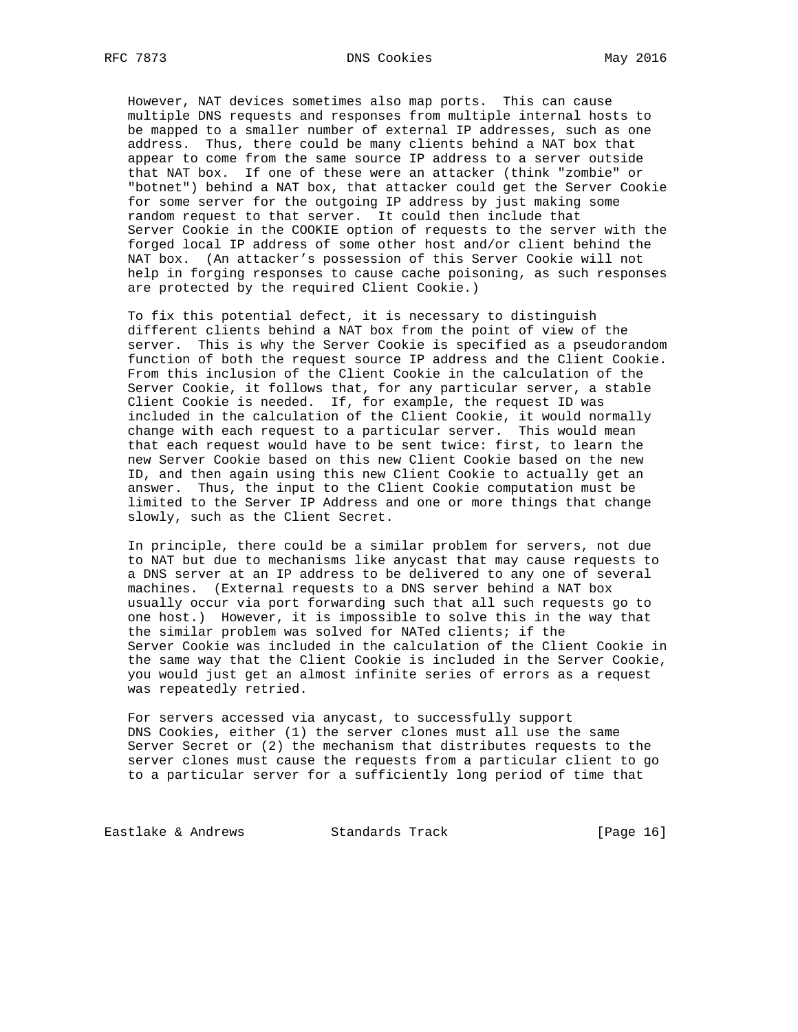However, NAT devices sometimes also map ports. This can cause multiple DNS requests and responses from multiple internal hosts to be mapped to a smaller number of external IP addresses, such as one address. Thus, there could be many clients behind a NAT box that appear to come from the same source IP address to a server outside that NAT box. If one of these were an attacker (think "zombie" or "botnet") behind a NAT box, that attacker could get the Server Cookie for some server for the outgoing IP address by just making some random request to that server. It could then include that Server Cookie in the COOKIE option of requests to the server with the forged local IP address of some other host and/or client behind the NAT box. (An attacker's possession of this Server Cookie will not help in forging responses to cause cache poisoning, as such responses are protected by the required Client Cookie.)

To fix this potential defect, it is necessary to distinguish different clients behind a NAT box from the point of view of the server. This is why the Server Cookie is specified as a pseudorandom function of both the request source IP address and the Client Cookie. From this inclusion of the Client Cookie in the calculation of the Server Cookie, it follows that, for any particular server, a stable Client Cookie is needed. If, for example, the request ID was included in the calculation of the Client Cookie, it would normally change with each request to a particular server. This would mean that each request would have to be sent twice: first, to learn the new Server Cookie based on this new Client Cookie based on the new ID, and then again using this new Client Cookie to actually get an answer. Thus, the input to the Client Cookie computation must be limited to the Server IP Address and one or more things that change slowly, such as the Client Secret.

In principle, there could be a similar problem for servers, not due to NAT but due to mechanisms like anycast that may cause requests to a DNS server at an IP address to be delivered to any one of several machines. (External requests to a DNS server behind a NAT box usually occur via port forwarding such that all such requests go to one host.) However, it is impossible to solve this in the way that the similar problem was solved for NATed clients; if the Server Cookie was included in the calculation of the Client Cookie in the same way that the Client Cookie is included in the Server Cookie, you would just get an almost infinite series of errors as a request was repeatedly retried.

For servers accessed via anycast, to successfully support DNS Cookies, either (1) the server clones must all use the same Server Secret or (2) the mechanism that distributes requests to the server clones must cause the requests from a particular client to go to a particular server for a sufficiently long period of time that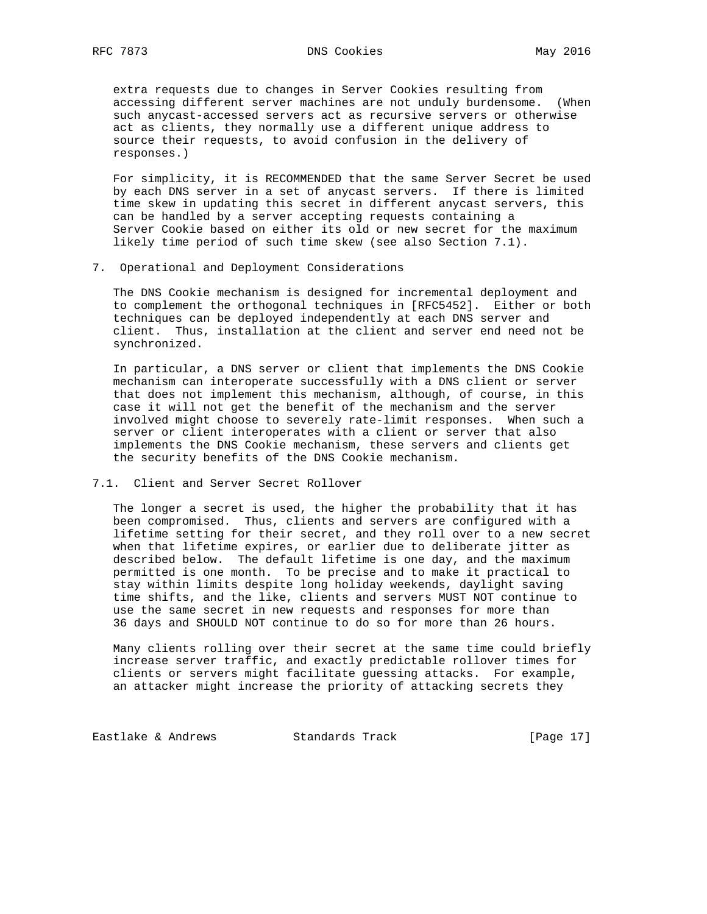extra requests due to changes in Server Cookies resulting from accessing different server machines are not unduly burdensome. (When such anycast-accessed servers act as recursive servers or otherwise act as clients, they normally use a different unique address to source their requests, to avoid confusion in the delivery of responses.)

For simplicity, it is RECOMMENDED that the same Server Secret be used by each DNS server in a set of anycast servers. If there is limited time skew in updating this secret in different anycast servers, this can be handled by a server accepting requests containing a Server Cookie based on either its old or new secret for the maximum likely time period of such time skew (see also Section 7.1).

## 7. Operational and Deployment Considerations

The DNS Cookie mechanism is designed for incremental deployment and to complement the orthogonal techniques in [RFC5452]. Either or both techniques can be deployed independently at each DNS server and client. Thus, installation at the client and server end need not be synchronized.

In particular, a DNS server or client that implements the DNS Cookie mechanism can interoperate successfully with a DNS client or server that does not implement this mechanism, although, of course, in this case it will not get the benefit of the mechanism and the server involved might choose to severely rate-limit responses. When such a server or client interoperates with a client or server that also implements the DNS Cookie mechanism, these servers and clients get the security benefits of the DNS Cookie mechanism.

### 7.1. Client and Server Secret Rollover

The longer a secret is used, the higher the probability that it has been compromised. Thus, clients and servers are configured with a lifetime setting for their secret, and they roll over to a new secret when that lifetime expires, or earlier due to deliberate jitter as described below. The default lifetime is one day, and the maximum permitted is one month. To be precise and to make it practical to stay within limits despite long holiday weekends, daylight saving time shifts, and the like, clients and servers MUST NOT continue to use the same secret in new requests and responses for more than 36 days and SHOULD NOT continue to do so for more than 26 hours.

Many clients rolling over their secret at the same time could briefly increase server traffic, and exactly predictable rollover times for clients or servers might facilitate guessing attacks. For example, an attacker might increase the priority of attacking secrets they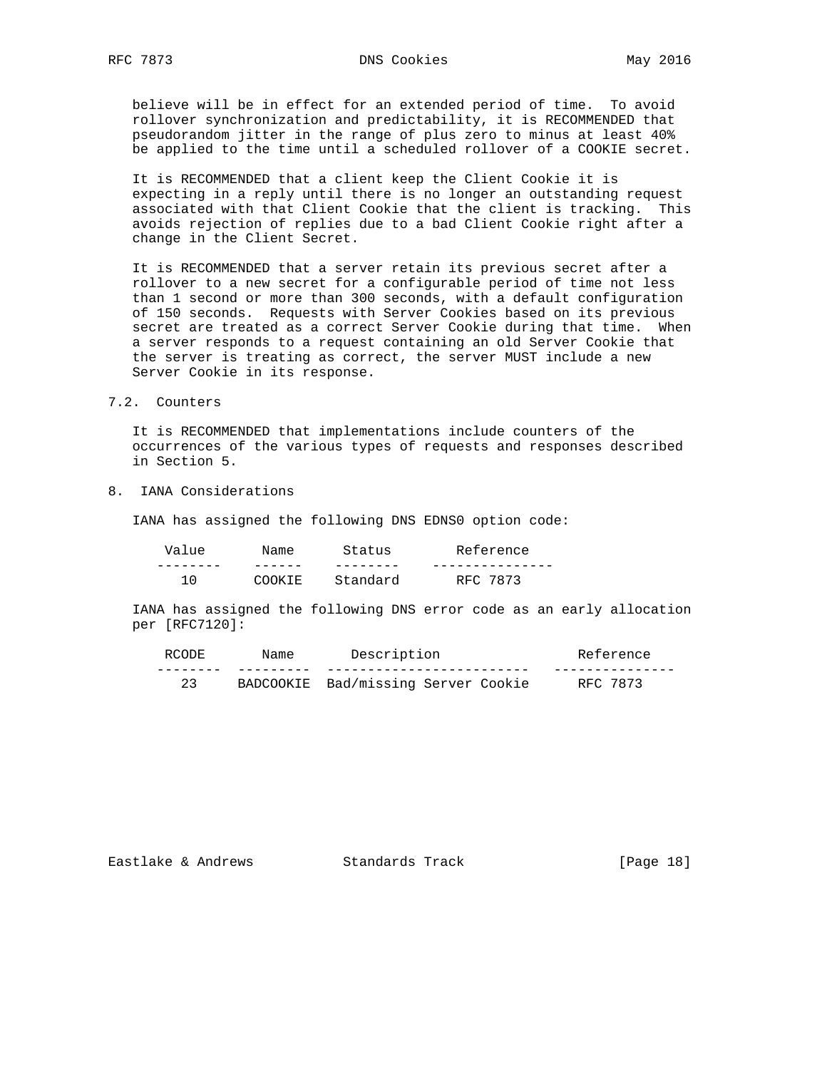believe will be in effect for an extended period of time. To avoid rollover synchronization and predictability, it is RECOMMENDED that pseudorandom jitter in the range of plus zero to minus at least 40% be applied to the time until a scheduled rollover of a COOKIE secret.

It is RECOMMENDED that a client keep the Client Cookie it is expecting in a reply until there is no longer an outstanding request associated with that Client Cookie that the client is tracking. This avoids rejection of replies due to a bad Client Cookie right after a change in the Client Secret.

It is RECOMMENDED that a server retain its previous secret after a rollover to a new secret for a configurable period of time not less than 1 second or more than 300 seconds, with a default configuration of 150 seconds. Requests with Server Cookies based on its previous secret are treated as a correct Server Cookie during that time. When a server responds to a request containing an old Server Cookie that the server is treating as correct, the server MUST include a new Server Cookie in its response.

### 7.2. Counters

It is RECOMMENDED that implementations include counters of the occurrences of the various types of requests and responses described in Section 5.

## 8. IANA Considerations

IANA has assigned the following DNS EDNS0 option code:

| Value | Name | Status | Reference |
|---|---|---|---|
| 10 | COOKIE | Standard | RFC 7873 |

IANA has assigned the following DNS error code as an early allocation per [RFC7120]:

| RCODE | Name | Description | Reference |
|---|---|---|---|
| 23 | BADCOOKIE | Bad/missing Server Cookie | RFC 7873 |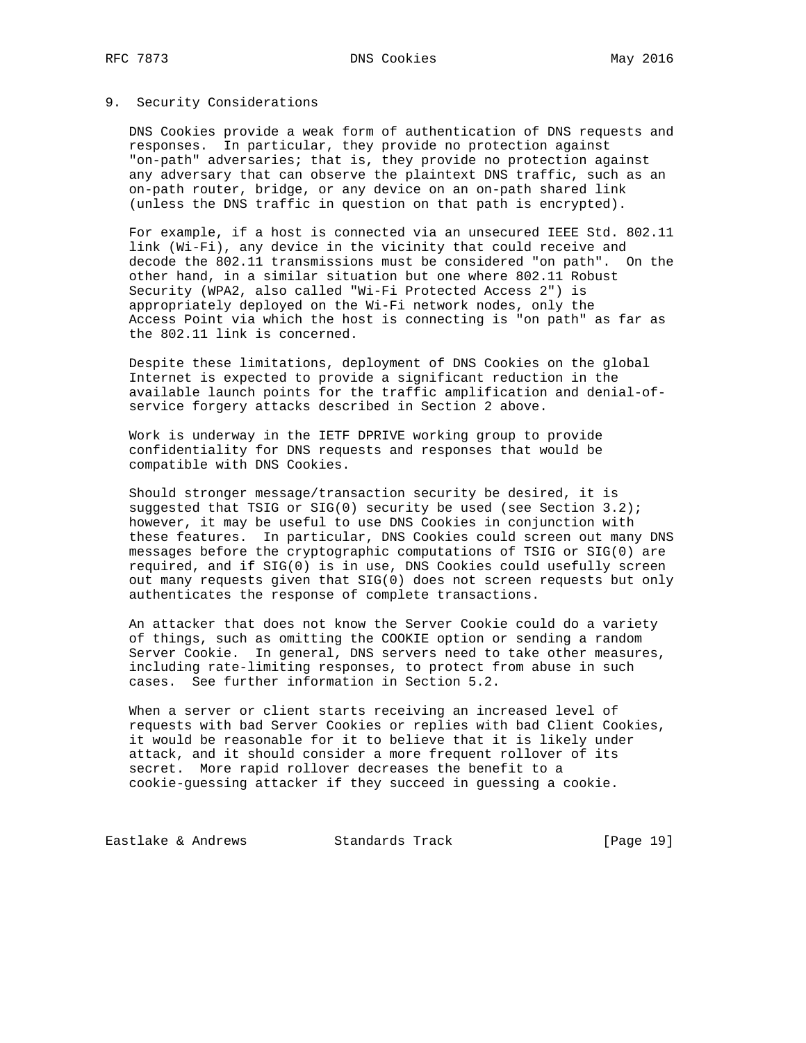## 9. Security Considerations

DNS Cookies provide a weak form of authentication of DNS requests and responses. In particular, they provide no protection against "on-path" adversaries; that is, they provide no protection against any adversary that can observe the plaintext DNS traffic, such as an on-path router, bridge, or any device on an on-path shared link (unless the DNS traffic in question on that path is encrypted).

For example, if a host is connected via an unsecured IEEE Std. 802.11 link (Wi-Fi), any device in the vicinity that could receive and decode the 802.11 transmissions must be considered "on path". On the other hand, in a similar situation but one where 802.11 Robust Security (WPA2, also called "Wi-Fi Protected Access 2") is appropriately deployed on the Wi-Fi network nodes, only the Access Point via which the host is connecting is "on path" as far as the 802.11 link is concerned.

Despite these limitations, deployment of DNS Cookies on the global Internet is expected to provide a significant reduction in the available launch points for the traffic amplification and denial-of-service forgery attacks described in Section 2 above.

Work is underway in the IETF DPRIVE working group to provide confidentiality for DNS requests and responses that would be compatible with DNS Cookies.

Should stronger message/transaction security be desired, it is suggested that TSIG or SIG(0) security be used (see Section 3.2); however, it may be useful to use DNS Cookies in conjunction with these features. In particular, DNS Cookies could screen out many DNS messages before the cryptographic computations of TSIG or SIG(0) are required, and if SIG(0) is in use, DNS Cookies could usefully screen out many requests given that SIG(0) does not screen requests but only authenticates the response of complete transactions.

An attacker that does not know the Server Cookie could do a variety of things, such as omitting the COOKIE option or sending a random Server Cookie. In general, DNS servers need to take other measures, including rate-limiting responses, to protect from abuse in such cases. See further information in Section 5.2.

When a server or client starts receiving an increased level of requests with bad Server Cookies or replies with bad Client Cookies, it would be reasonable for it to believe that it is likely under attack, and it should consider a more frequent rollover of its secret. More rapid rollover decreases the benefit to a cookie-guessing attacker if they succeed in guessing a cookie.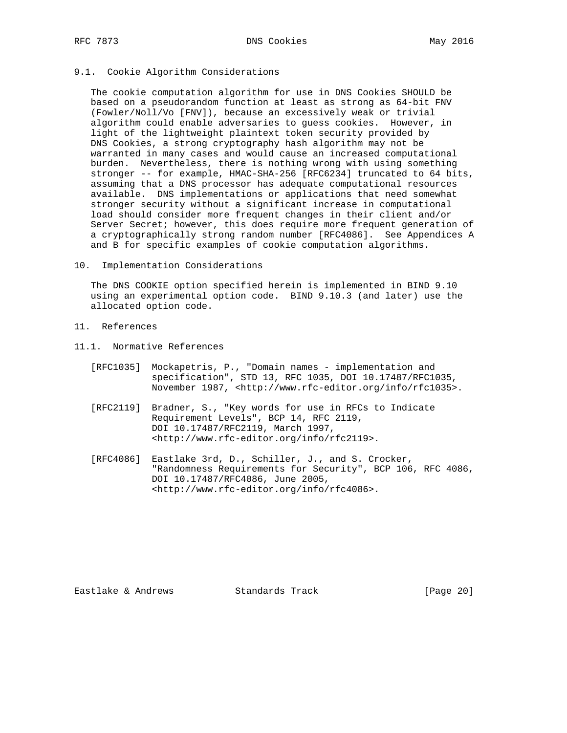### 9.1. Cookie Algorithm Considerations

The cookie computation algorithm for use in DNS Cookies SHOULD be based on a pseudorandom function at least as strong as 64-bit FNV (Fowler/Noll/Vo [FNV]), because an excessively weak or trivial algorithm could enable adversaries to guess cookies. However, in light of the lightweight plaintext token security provided by DNS Cookies, a strong cryptography hash algorithm may not be warranted in many cases and would cause an increased computational burden. Nevertheless, there is nothing wrong with using something stronger -- for example, HMAC-SHA-256 [RFC6234] truncated to 64 bits, assuming that a DNS processor has adequate computational resources available. DNS implementations or applications that need somewhat stronger security without a significant increase in computational load should consider more frequent changes in their client and/or Server Secret; however, this does require more frequent generation of a cryptographically strong random number [RFC4086]. See Appendices A and B for specific examples of cookie computation algorithms.

## 10. Implementation Considerations

The DNS COOKIE option specified herein is implemented in BIND 9.10 using an experimental option code. BIND 9.10.3 (and later) use the allocated option code.

## 11. References

### 11.1. Normative References

[RFC1035] Mockapetris, P., "Domain names - implementation and specification", STD 13, RFC 1035, DOI 10.17487/RFC1035, November 1987, <http://www.rfc-editor.org/info/rfc1035>.

[RFC2119] Bradner, S., "Key words for use in RFCs to Indicate Requirement Levels", BCP 14, RFC 2119, DOI 10.17487/RFC2119, March 1997, <http://www.rfc-editor.org/info/rfc2119>.

[RFC4086] Eastlake 3rd, D., Schiller, J., and S. Crocker, "Randomness Requirements for Security", BCP 106, RFC 4086, DOI 10.17487/RFC4086, June 2005, <http://www.rfc-editor.org/info/rfc4086>.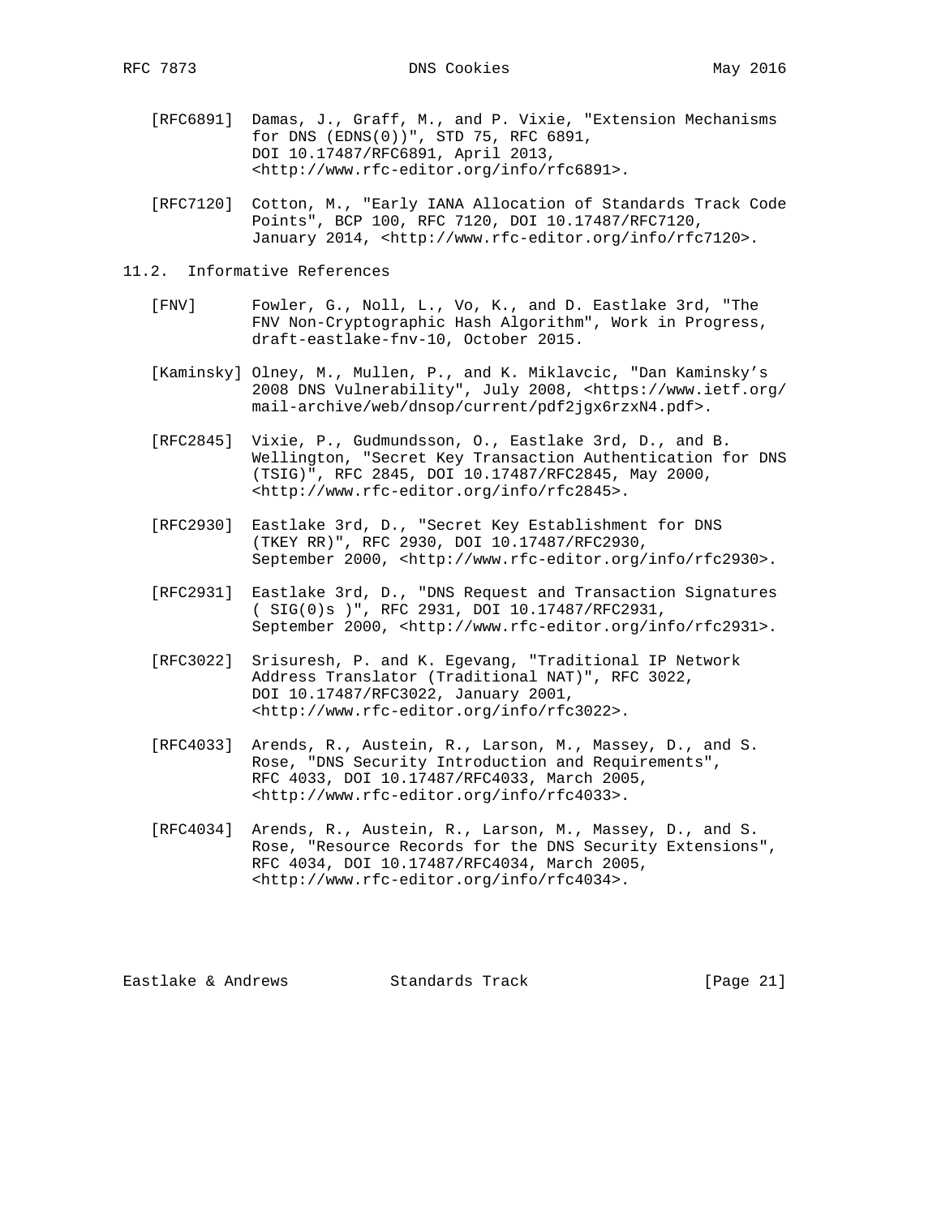[RFC6891] Damas, J., Graff, M., and P. Vixie, "Extension Mechanisms for DNS (EDNS(0))", STD 75, RFC 6891, DOI 10.17487/RFC6891, April 2013, <http://www.rfc-editor.org/info/rfc6891>.

[RFC7120] Cotton, M., "Early IANA Allocation of Standards Track Code Points", BCP 100, RFC 7120, DOI 10.17487/RFC7120, January 2014, <http://www.rfc-editor.org/info/rfc7120>.

## 11.2. Informative References

[FNV] Fowler, G., Noll, L., Vo, K., and D. Eastlake 3rd, "The FNV Non-Cryptographic Hash Algorithm", Work in Progress, draft-eastlake-fnv-10, October 2015.

[Kaminsky] Olney, M., Mullen, P., and K. Miklavcic, "Dan Kaminsky's 2008 DNS Vulnerability", July 2008, <https://www.ietf.org/mail-archive/web/dnsop/current/pdf2jgx6rzxN4.pdf>.

[RFC2845] Vixie, P., Gudmundsson, O., Eastlake 3rd, D., and B. Wellington, "Secret Key Transaction Authentication for DNS (TSIG)", RFC 2845, DOI 10.17487/RFC2845, May 2000, <http://www.rfc-editor.org/info/rfc2845>.

[RFC2930] Eastlake 3rd, D., "Secret Key Establishment for DNS (TKEY RR)", RFC 2930, DOI 10.17487/RFC2930, September 2000, <http://www.rfc-editor.org/info/rfc2930>.

[RFC2931] Eastlake 3rd, D., "DNS Request and Transaction Signatures ( SIG(0)s )", RFC 2931, DOI 10.17487/RFC2931, September 2000, <http://www.rfc-editor.org/info/rfc2931>.

[RFC3022] Srisuresh, P. and K. Egevang, "Traditional IP Network Address Translator (Traditional NAT)", RFC 3022, DOI 10.17487/RFC3022, January 2001, <http://www.rfc-editor.org/info/rfc3022>.

[RFC4033] Arends, R., Austein, R., Larson, M., Massey, D., and S. Rose, "DNS Security Introduction and Requirements", RFC 4033, DOI 10.17487/RFC4033, March 2005, <http://www.rfc-editor.org/info/rfc4033>.

[RFC4034] Arends, R., Austein, R., Larson, M., Massey, D., and S. Rose, "Resource Records for the DNS Security Extensions", RFC 4034, DOI 10.17487/RFC4034, March 2005, <http://www.rfc-editor.org/info/rfc4034>.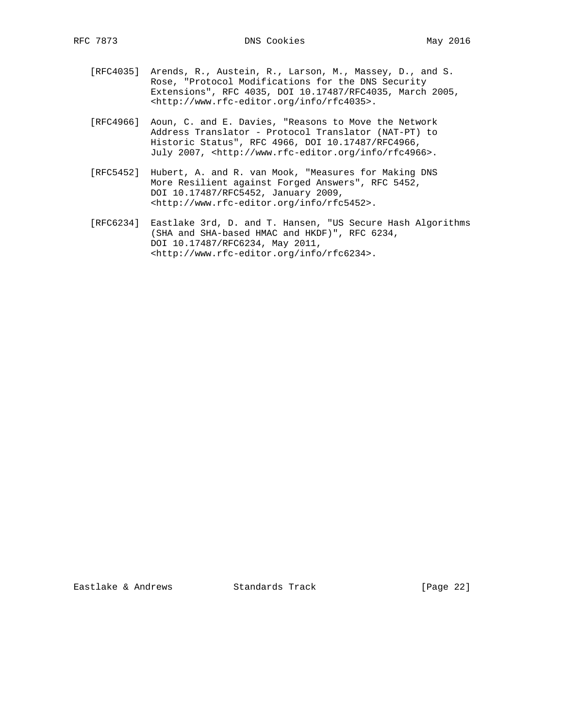[RFC4035] Arends, R., Austein, R., Larson, M., Massey, D., and S. Rose, "Protocol Modifications for the DNS Security Extensions", RFC 4035, DOI 10.17487/RFC4035, March 2005, <http://www.rfc-editor.org/info/rfc4035>.

[RFC4966] Aoun, C. and E. Davies, "Reasons to Move the Network Address Translator - Protocol Translator (NAT-PT) to Historic Status", RFC 4966, DOI 10.17487/RFC4966, July 2007, <http://www.rfc-editor.org/info/rfc4966>.

[RFC5452] Hubert, A. and R. van Mook, "Measures for Making DNS More Resilient against Forged Answers", RFC 5452, DOI 10.17487/RFC5452, January 2009, <http://www.rfc-editor.org/info/rfc5452>.

[RFC6234] Eastlake 3rd, D. and T. Hansen, "US Secure Hash Algorithms (SHA and SHA-based HMAC and HKDF)", RFC 6234, DOI 10.17487/RFC6234, May 2011, <http://www.rfc-editor.org/info/rfc6234>.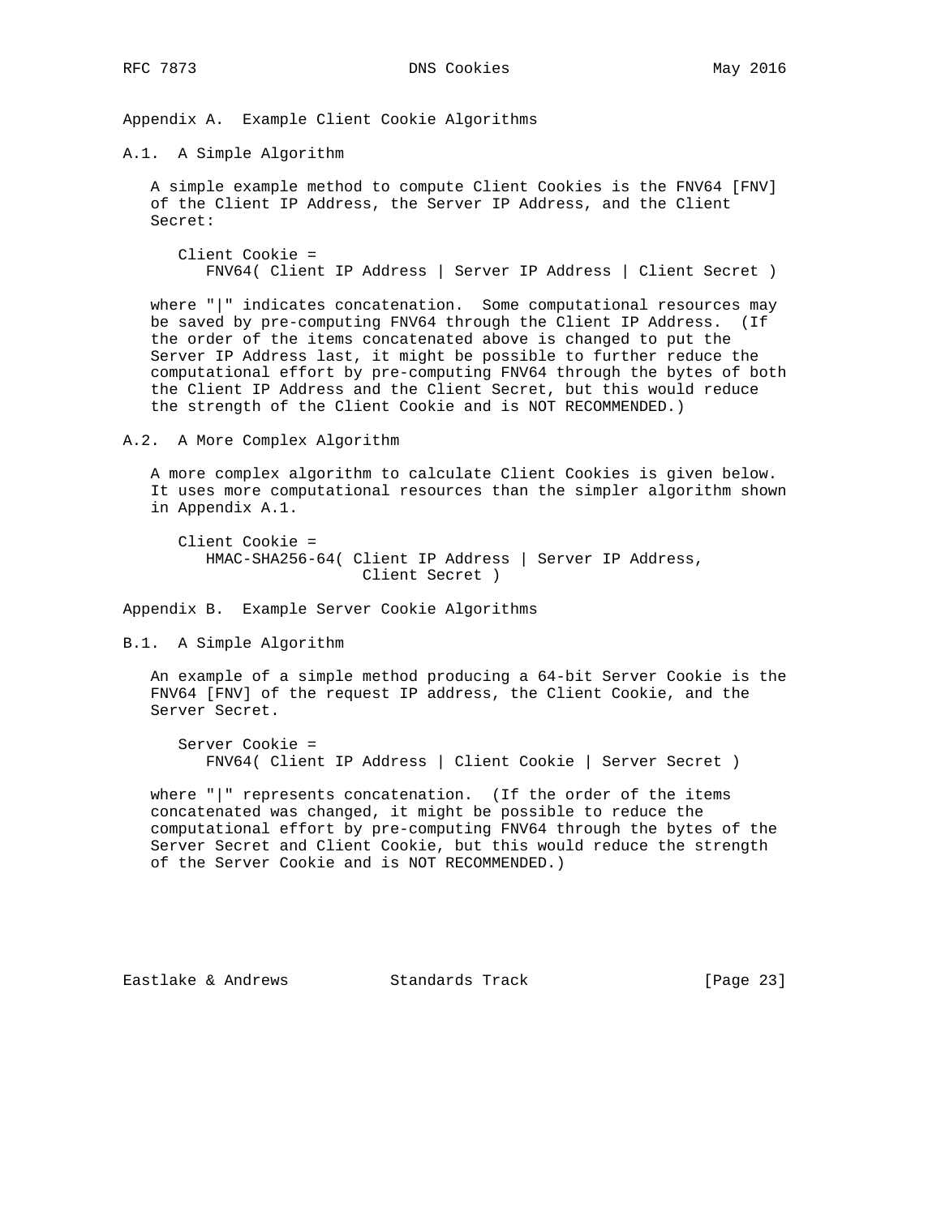# Appendix A. Example Client Cookie Algorithms

## A.1. A Simple Algorithm

A simple example method to compute Client Cookies is the FNV64 [FNV] of the Client IP Address, the Server IP Address, and the Client Secret:

```
Client Cookie =
   FNV64( Client IP Address | Server IP Address | Client Secret )
```

where "|" indicates concatenation. Some computational resources may be saved by pre-computing FNV64 through the Client IP Address. (If the order of the items concatenated above is changed to put the Server IP Address last, it might be possible to further reduce the computational effort by pre-computing FNV64 through the bytes of both the Client IP Address and the Client Secret, but this would reduce the strength of the Client Cookie and is NOT RECOMMENDED.)

## A.2. A More Complex Algorithm

A more complex algorithm to calculate Client Cookies is given below. It uses more computational resources than the simpler algorithm shown in Appendix A.1.

```
Client Cookie =
   HMAC-SHA256-64( Client IP Address | Server IP Address,
                   Client Secret )
```

# Appendix B. Example Server Cookie Algorithms

## B.1. A Simple Algorithm

An example of a simple method producing a 64-bit Server Cookie is the FNV64 [FNV] of the request IP address, the Client Cookie, and the Server Secret.

```
Server Cookie =
   FNV64( Client IP Address | Client Cookie | Server Secret )
```

where "|" represents concatenation. (If the order of the items concatenated was changed, it might be possible to reduce the computational effort by pre-computing FNV64 through the bytes of the Server Secret and Client Cookie, but this would reduce the strength of the Server Cookie and is NOT RECOMMENDED.)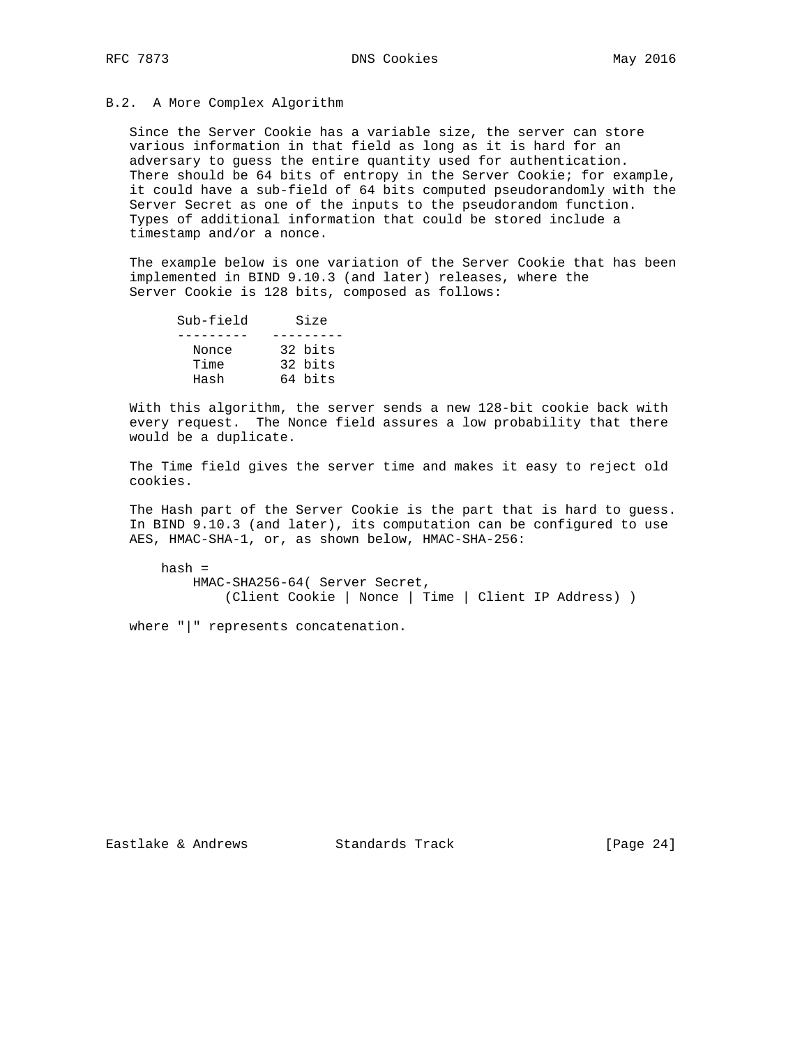## B.2. A More Complex Algorithm

Since the Server Cookie has a variable size, the server can store various information in that field as long as it is hard for an adversary to guess the entire quantity used for authentication. There should be 64 bits of entropy in the Server Cookie; for example, it could have a sub-field of 64 bits computed pseudorandomly with the Server Secret as one of the inputs to the pseudorandom function. Types of additional information that could be stored include a timestamp and/or a nonce.

The example below is one variation of the Server Cookie that has been implemented in BIND 9.10.3 (and later) releases, where the Server Cookie is 128 bits, composed as follows:

| Sub-field | Size |
|---|---|
| Nonce | 32 bits |
| Time | 32 bits |
| Hash | 64 bits |

With this algorithm, the server sends a new 128-bit cookie back with every request. The Nonce field assures a low probability that there would be a duplicate.

The Time field gives the server time and makes it easy to reject old cookies.

The Hash part of the Server Cookie is the part that is hard to guess. In BIND 9.10.3 (and later), its computation can be configured to use AES, HMAC-SHA-1, or, as shown below, HMAC-SHA-256:

```
hash =
    HMAC-SHA256-64( Server Secret,
        (Client Cookie | Nonce | Time | Client IP Address) )
```

where "|" represents concatenation.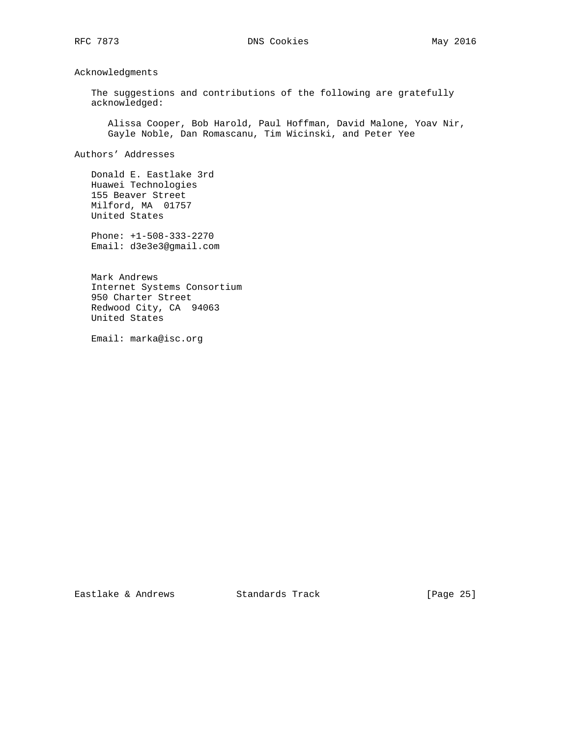## Acknowledgments

The suggestions and contributions of the following are gratefully acknowledged:

Alissa Cooper, Bob Harold, Paul Hoffman, David Malone, Yoav Nir, Gayle Noble, Dan Romascanu, Tim Wicinski, and Peter Yee

## Authors' Addresses

Donald E. Eastlake 3rd
Huawei Technologies
155 Beaver Street
Milford, MA 01757
United States

Phone: +1-508-333-2270
Email: d3e3e3@gmail.com

Mark Andrews
Internet Systems Consortium
950 Charter Street
Redwood City, CA 94063
United States

Email: marka@isc.org